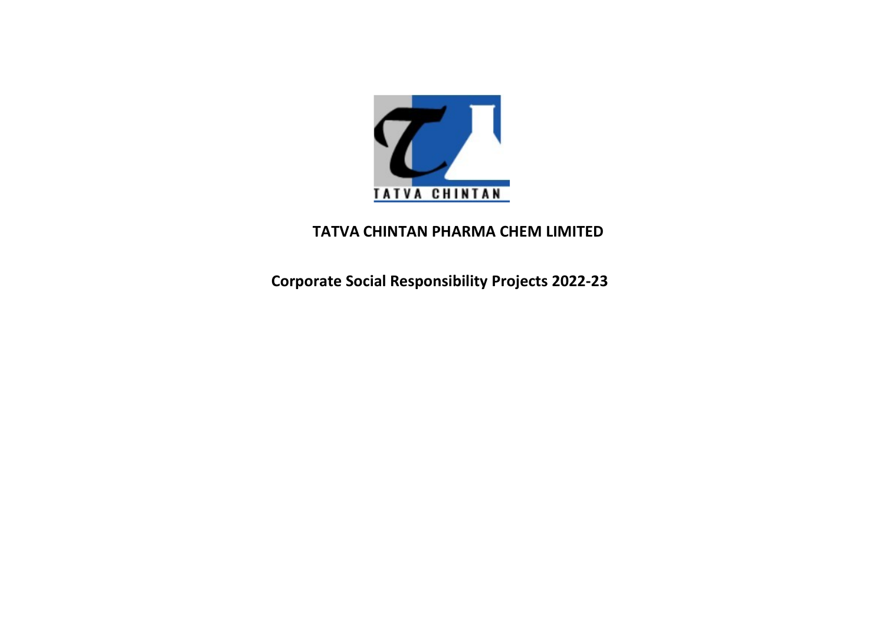TATVA CHINTAN

# TATVA CHINTAN PHARMA CHEM LIMITED

## Corporate Social Responsibility Projects 2022-23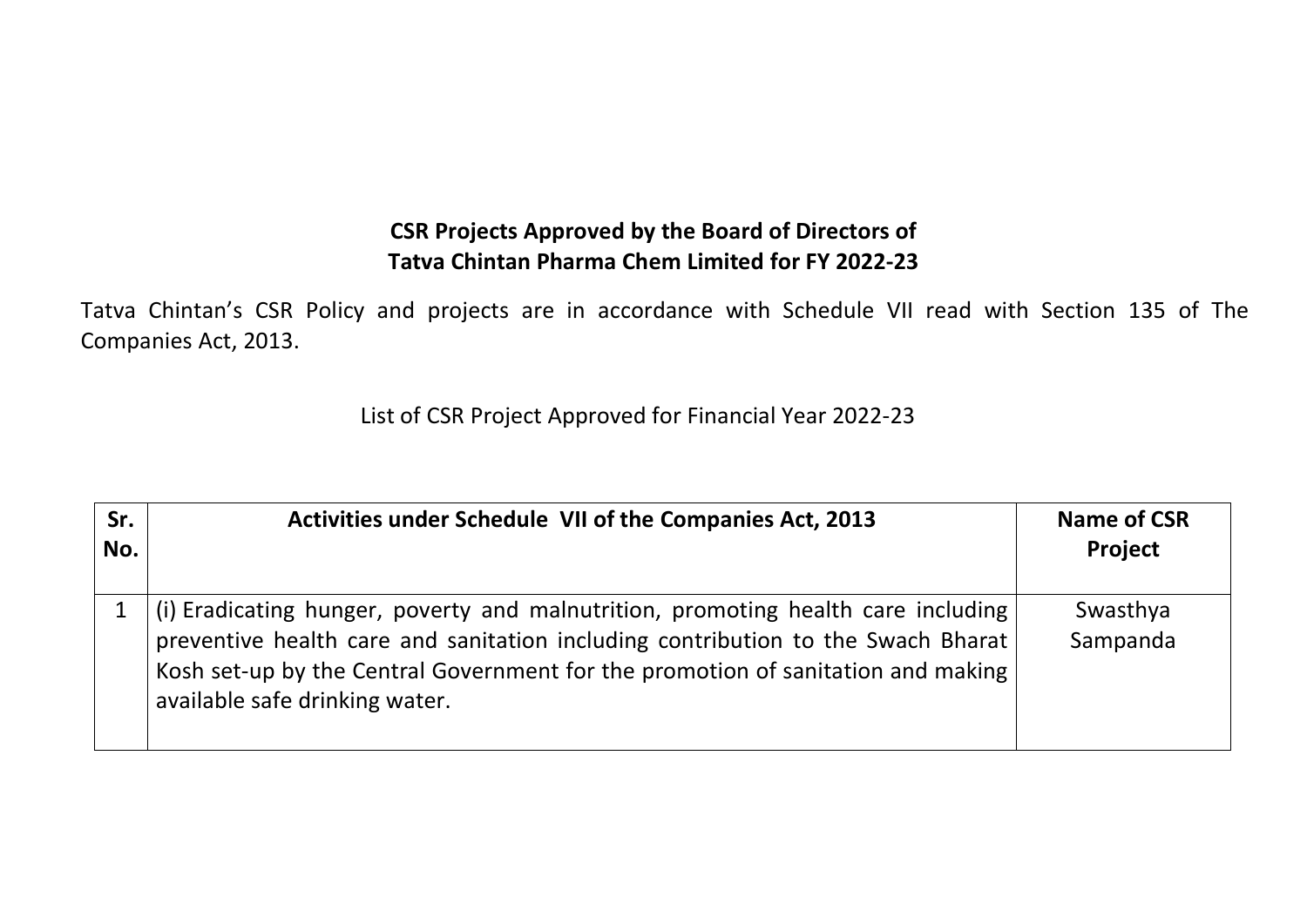**CSR Projects Approved by the Board of Directors of**
**Tatva Chintan Pharma Chem Limited for FY 2022-23**

Tatva Chintan's CSR Policy and projects are in accordance with Schedule VII read with Section 135 of The Companies Act, 2013.

List of CSR Project Approved for Financial Year 2022-23

| Sr. No. | Activities under Schedule VII of the Companies Act, 2013 | Name of CSR Project |
|---|---|---|
| 1 | (i) Eradicating hunger, poverty and malnutrition, promoting health care including preventive health care and sanitation including contribution to the Swach Bharat Kosh set-up by the Central Government for the promotion of sanitation and making available safe drinking water. | Swasthya Sampanda |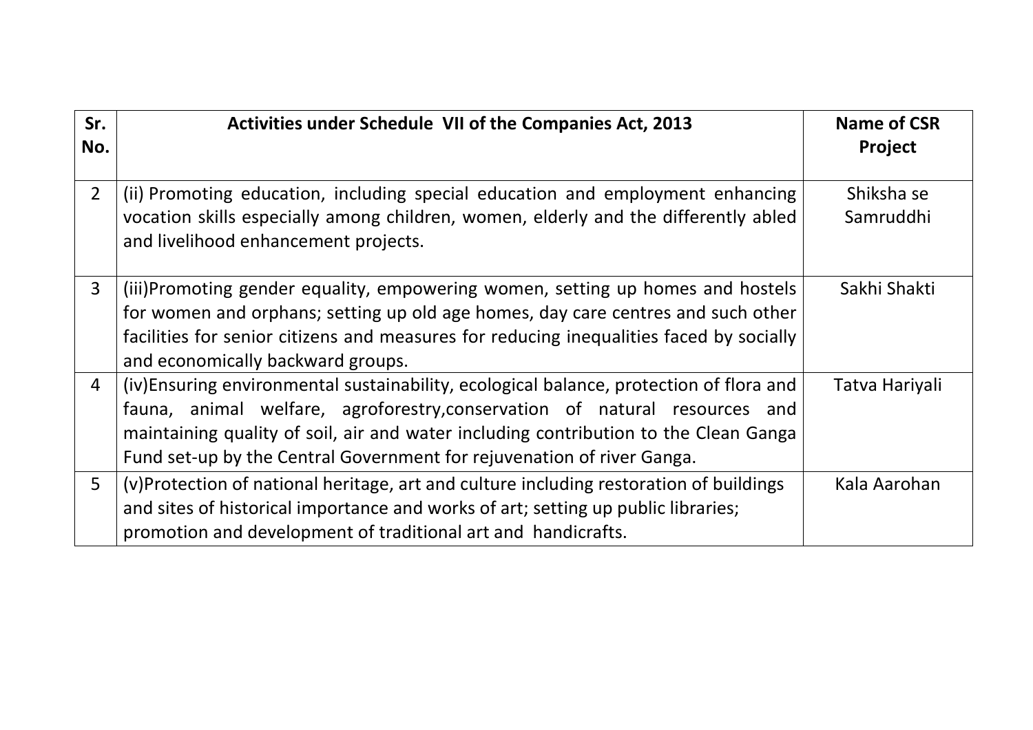| Sr. No. | Activities under Schedule VII of the Companies Act, 2013 | Name of CSR Project |
|---|---|---|
| 2 | (ii) Promoting education, including special education and employment enhancing vocation skills especially among children, women, elderly and the differently abled and livelihood enhancement projects. | Shiksha se Samruddhi |
| 3 | (iii)Promoting gender equality, empowering women, setting up homes and hostels for women and orphans; setting up old age homes, day care centres and such other facilities for senior citizens and measures for reducing inequalities faced by socially and economically backward groups. | Sakhi Shakti |
| 4 | (iv)Ensuring environmental sustainability, ecological balance, protection of flora and fauna, animal welfare, agroforestry,conservation of natural resources and maintaining quality of soil, air and water including contribution to the Clean Ganga Fund set-up by the Central Government for rejuvenation of river Ganga. | Tatva Hariyali |
| 5 | (v)Protection of national heritage, art and culture including restoration of buildings and sites of historical importance and works of art; setting up public libraries; promotion and development of traditional art and handicrafts. | Kala Aarohan |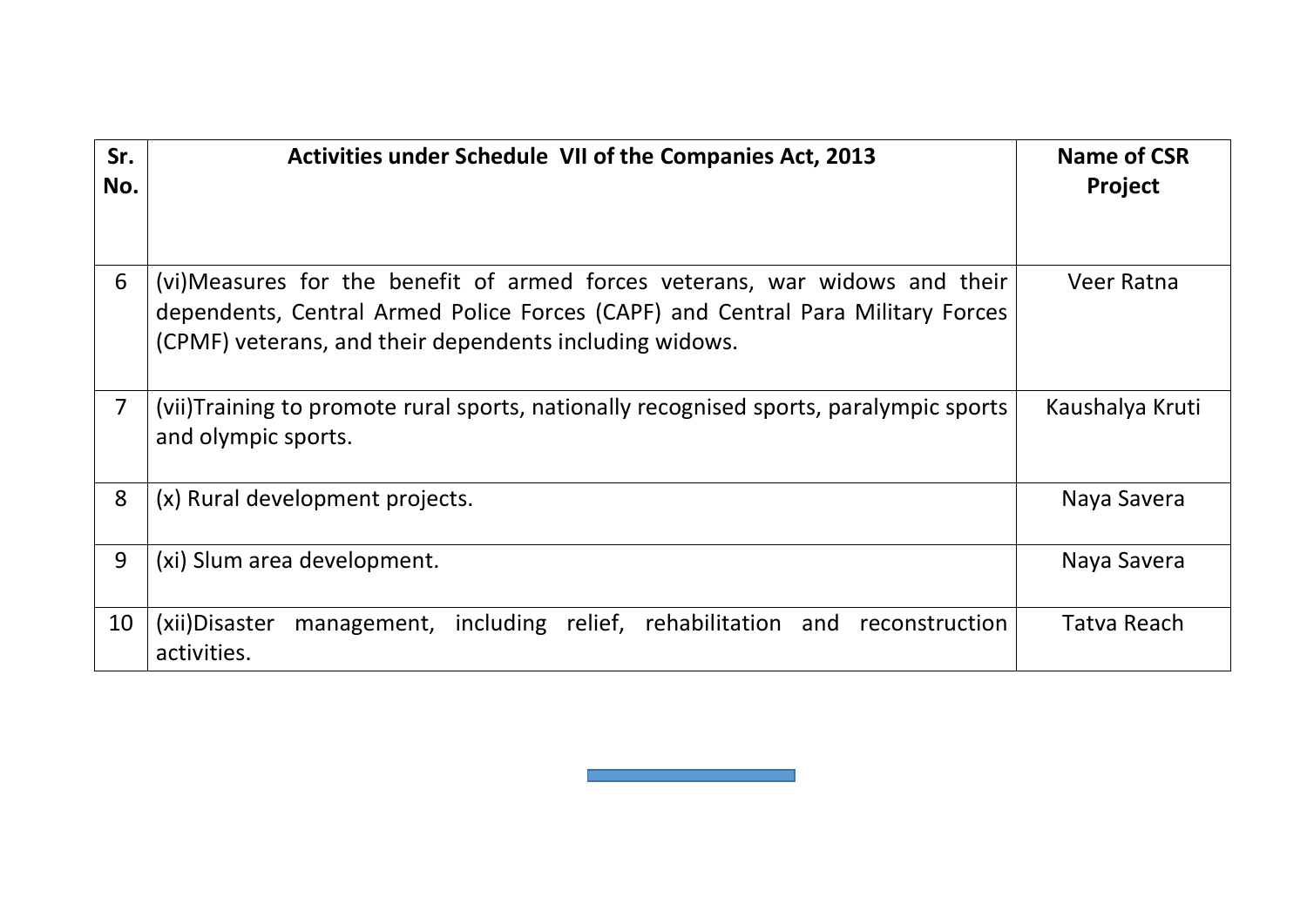| Sr. No. | Activities under Schedule VII of the Companies Act, 2013 | Name of CSR Project |
|---|---|---|
| 6 | (vi)Measures for the benefit of armed forces veterans, war widows and their dependents, Central Armed Police Forces (CAPF) and Central Para Military Forces (CPMF) veterans, and their dependents including widows. | Veer Ratna |
| 7 | (vii)Training to promote rural sports, nationally recognised sports, paralympic sports and olympic sports. | Kaushalya Kruti |
| 8 | (x) Rural development projects. | Naya Savera |
| 9 | (xi) Slum area development. | Naya Savera |
| 10 | (xii)Disaster management, including relief, rehabilitation and reconstruction activities. | Tatva Reach |